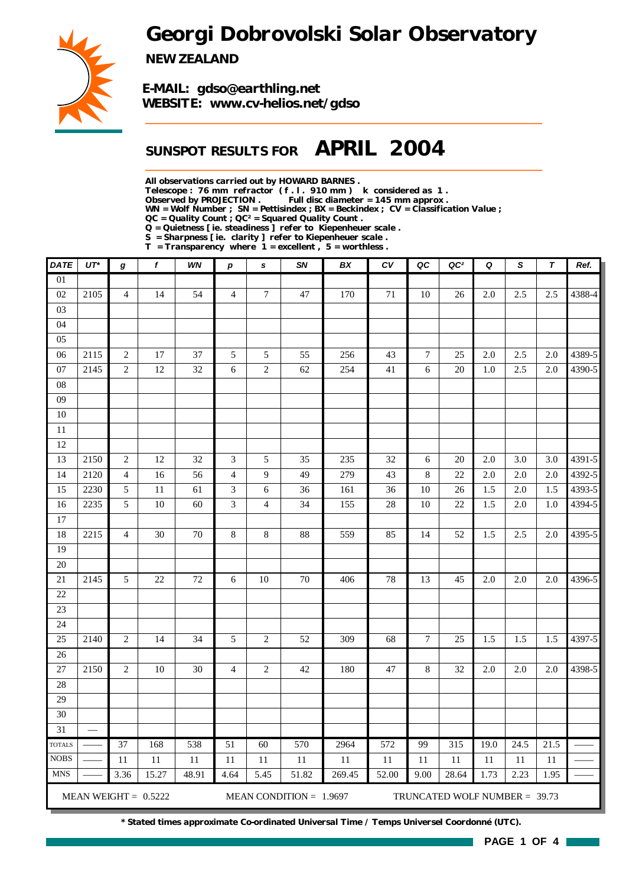# Georgi Dobrovolski Solar Observatory

**NEW ZEALAND**

**E-MAIL: gdso@earthling.net**
**WEBSITE: www.cv-helios.net/gdso**

## SUNSPOT RESULTS FOR APRIL 2004

**All observations carried out by HOWARD BARNES .**
**Telescope : 76 mm refractor ( f . l . 910 mm ) k considered as 1 .**
**Observed by PROJECTION . Full disc diameter = 145 mm approx .**
**WN = Wolf Number ; SN = Pettisindex ; BX = Beckindex ; CV = Classification Value ;**
**QC = Quality Count ; QC² = Squared Quality Count .**
**Q = Quietness [ ie. steadiness ] refer to Kiepenheuer scale .**
**S = Sharpness [ ie. clarity ] refer to Kiepenheuer scale .**
**T = Transparency where 1 = excellent , 5 = worthless .**

| DATE | UT* | g | f | WN | p | s | SN | BX | CV | QC | QC² | Q | S | T | Ref. |
|---|---|---|---|---|---|---|---|---|---|---|---|---|---|---|---|
| 01 | | | | | | | | | | | | | | | |
| 02 | 2105 | 4 | 14 | 54 | 4 | 7 | 47 | 170 | 71 | 10 | 26 | 2.0 | 2.5 | 2.5 | 4388-4 |
| 03 | | | | | | | | | | | | | | | |
| 04 | | | | | | | | | | | | | | | |
| 05 | | | | | | | | | | | | | | | |
| 06 | 2115 | 2 | 17 | 37 | 5 | 5 | 55 | 256 | 43 | 7 | 25 | 2.0 | 2.5 | 2.0 | 4389-5 |
| 07 | 2145 | 2 | 12 | 32 | 6 | 2 | 62 | 254 | 41 | 6 | 20 | 1.0 | 2.5 | 2.0 | 4390-5 |
| 08 | | | | | | | | | | | | | | | |
| 09 | | | | | | | | | | | | | | | |
| 10 | | | | | | | | | | | | | | | |
| 11 | | | | | | | | | | | | | | | |
| 12 | | | | | | | | | | | | | | | |
| 13 | 2150 | 2 | 12 | 32 | 3 | 5 | 35 | 235 | 32 | 6 | 20 | 2.0 | 3.0 | 3.0 | 4391-5 |
| 14 | 2120 | 4 | 16 | 56 | 4 | 9 | 49 | 279 | 43 | 8 | 22 | 2.0 | 2.0 | 2.0 | 4392-5 |
| 15 | 2230 | 5 | 11 | 61 | 3 | 6 | 36 | 161 | 36 | 10 | 26 | 1.5 | 2.0 | 1.5 | 4393-5 |
| 16 | 2235 | 5 | 10 | 60 | 3 | 4 | 34 | 155 | 28 | 10 | 22 | 1.5 | 2.0 | 1.0 | 4394-5 |
| 17 | | | | | | | | | | | | | | | |
| 18 | 2215 | 4 | 30 | 70 | 8 | 8 | 88 | 559 | 85 | 14 | 52 | 1.5 | 2.5 | 2.0 | 4395-5 |
| 19 | | | | | | | | | | | | | | | |
| 20 | | | | | | | | | | | | | | | |
| 21 | 2145 | 5 | 22 | 72 | 6 | 10 | 70 | 406 | 78 | 13 | 45 | 2.0 | 2.0 | 2.0 | 4396-5 |
| 22 | | | | | | | | | | | | | | | |
| 23 | | | | | | | | | | | | | | | |
| 24 | | | | | | | | | | | | | | | |
| 25 | 2140 | 2 | 14 | 34 | 5 | 2 | 52 | 309 | 68 | 7 | 25 | 1.5 | 1.5 | 1.5 | 4397-5 |
| 26 | | | | | | | | | | | | | | | |
| 27 | 2150 | 2 | 10 | 30 | 4 | 2 | 42 | 180 | 47 | 8 | 32 | 2.0 | 2.0 | 2.0 | 4398-5 |
| 28 | | | | | | | | | | | | | | | |
| 29 | | | | | | | | | | | | | | | |
| 30 | | | | | | | | | | | | | | | |
| 31 | — | | | | | | | | | | | | | | |
| TOTALS | —— | 37 | 168 | 538 | 51 | 60 | 570 | 2964 | 572 | 99 | 315 | 19.0 | 24.5 | 21.5 | —— |
| NOBS | —— | 11 | 11 | 11 | 11 | 11 | 11 | 11 | 11 | 11 | 11 | 11 | 11 | 11 | —— |
| MNS | —— | 3.36 | 15.27 | 48.91 | 4.64 | 5.45 | 51.82 | 269.45 | 52.00 | 9.00 | 28.64 | 1.73 | 2.23 | 1.95 | —— |

MEAN WEIGHT = 0.5222 MEAN CONDITION = 1.9697 TRUNCATED WOLF NUMBER = 39.73

**\* Stated times approximate Co-ordinated Universal Time / Temps Universel Coordonné (UTC).**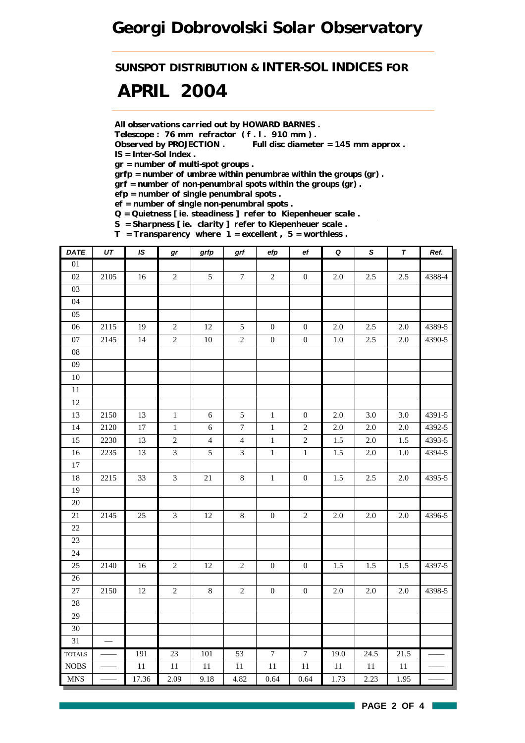# Georgi Dobrovolski Solar Observatory

## SUNSPOT DISTRIBUTION & INTER-SOL INDICES FOR

# APRIL 2004

**All observations carried out by HOWARD BARNES .**
**Telescope : 76 mm refractor ( f . l . 910 mm ) .**
**Observed by PROJECTION .    Full disc diameter = 145 mm approx .**
**IS = Inter-Sol Index .**
**gr = number of multi-spot groups .**
**grfp = number of umbræ within penumbræ within the groups (gr) .**
**grf = number of non-penumbral spots within the groups (gr) .**
**efp = number of single penumbral spots .**
**ef = number of single non-penumbral spots .**
**Q = Quietness [ ie. steadiness ] refer to Kiepenheuer scale .**
**S = Sharpness [ ie. clarity ] refer to Kiepenheuer scale .**
**T = Transparency where 1 = excellent , 5 = worthless .**

| DATE | UT | IS | gr | grfp | grf | efp | ef | Q | S | T | Ref. |
|---|---|---|---|---|---|---|---|---|---|---|---|
| 01 | | | | | | | | | | | |
| 02 | 2105 | 16 | 2 | 5 | 7 | 2 | 0 | 2.0 | 2.5 | 2.5 | 4388-4 |
| 03 | | | | | | | | | | | |
| 04 | | | | | | | | | | | |
| 05 | | | | | | | | | | | |
| 06 | 2115 | 19 | 2 | 12 | 5 | 0 | 0 | 2.0 | 2.5 | 2.0 | 4389-5 |
| 07 | 2145 | 14 | 2 | 10 | 2 | 0 | 0 | 1.0 | 2.5 | 2.0 | 4390-5 |
| 08 | | | | | | | | | | | |
| 09 | | | | | | | | | | | |
| 10 | | | | | | | | | | | |
| 11 | | | | | | | | | | | |
| 12 | | | | | | | | | | | |
| 13 | 2150 | 13 | 1 | 6 | 5 | 1 | 0 | 2.0 | 3.0 | 3.0 | 4391-5 |
| 14 | 2120 | 17 | 1 | 6 | 7 | 1 | 2 | 2.0 | 2.0 | 2.0 | 4392-5 |
| 15 | 2230 | 13 | 2 | 4 | 4 | 1 | 2 | 1.5 | 2.0 | 1.5 | 4393-5 |
| 16 | 2235 | 13 | 3 | 5 | 3 | 1 | 1 | 1.5 | 2.0 | 1.0 | 4394-5 |
| 17 | | | | | | | | | | | |
| 18 | 2215 | 33 | 3 | 21 | 8 | 1 | 0 | 1.5 | 2.5 | 2.0 | 4395-5 |
| 19 | | | | | | | | | | | |
| 20 | | | | | | | | | | | |
| 21 | 2145 | 25 | 3 | 12 | 8 | 0 | 2 | 2.0 | 2.0 | 2.0 | 4396-5 |
| 22 | | | | | | | | | | | |
| 23 | | | | | | | | | | | |
| 24 | | | | | | | | | | | |
| 25 | 2140 | 16 | 2 | 12 | 2 | 0 | 0 | 1.5 | 1.5 | 1.5 | 4397-5 |
| 26 | | | | | | | | | | | |
| 27 | 2150 | 12 | 2 | 8 | 2 | 0 | 0 | 2.0 | 2.0 | 2.0 | 4398-5 |
| 28 | | | | | | | | | | | |
| 29 | | | | | | | | | | | |
| 30 | | | | | | | | | | | |
| 31 | — | | | | | | | | | | |
| TOTALS | —— | 191 | 23 | 101 | 53 | 7 | 7 | 19.0 | 24.5 | 21.5 | —— |
| NOBS | —— | 11 | 11 | 11 | 11 | 11 | 11 | 11 | 11 | 11 | —— |
| MNS | —— | 17.36 | 2.09 | 9.18 | 4.82 | 0.64 | 0.64 | 1.73 | 2.23 | 1.95 | —— |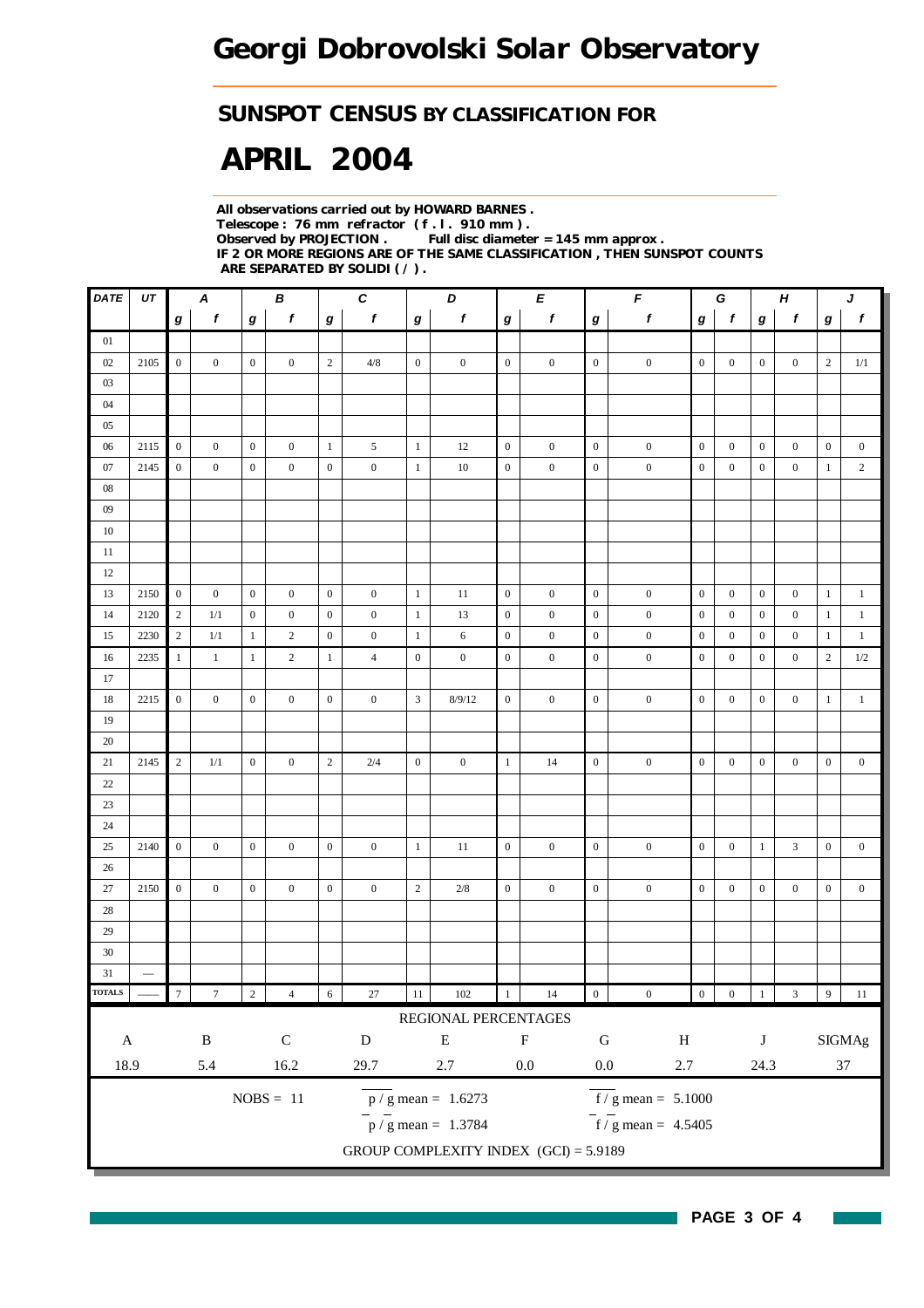# Georgi Dobrovolski Solar Observatory

## SUNSPOT CENSUS BY CLASSIFICATION FOR

# APRIL 2004

**All observations carried out by HOWARD BARNES .**
**Telescope : 76 mm refractor ( f . l . 910 mm ) .**
**Observed by PROJECTION . Full disc diameter = 145 mm approx .**
**IF 2 OR MORE REGIONS ARE OF THE SAME CLASSIFICATION , THEN SUNSPOT COUNTS ARE SEPARATED BY SOLIDI ( / ) .**

| DATE | UT | A | | B | | C | | D | | E | | F | | G | | H | | J | |
|---|---|---|---|---|---|---|---|---|---|---|---|---|---|---|---|---|---|---|---|
| | | g | f | g | f | g | f | g | f | g | f | g | f | g | f | g | f | g | f |
| 01 | | | | | | | | | | | | | | | | | | | |
| 02 | 2105 | 0 | 0 | 0 | 0 | 2 | 4/8 | 0 | 0 | 0 | 0 | 0 | 0 | 0 | 0 | 0 | 0 | 2 | 1/1 |
| 03 | | | | | | | | | | | | | | | | | | | |
| 04 | | | | | | | | | | | | | | | | | | | |
| 05 | | | | | | | | | | | | | | | | | | | |
| 06 | 2115 | 0 | 0 | 0 | 0 | 1 | 5 | 1 | 12 | 0 | 0 | 0 | 0 | 0 | 0 | 0 | 0 | 0 | 0 |
| 07 | 2145 | 0 | 0 | 0 | 0 | 0 | 0 | 1 | 10 | 0 | 0 | 0 | 0 | 0 | 0 | 0 | 0 | 1 | 2 |
| 08 | | | | | | | | | | | | | | | | | | | |
| 09 | | | | | | | | | | | | | | | | | | | |
| 10 | | | | | | | | | | | | | | | | | | | |
| 11 | | | | | | | | | | | | | | | | | | | |
| 12 | | | | | | | | | | | | | | | | | | | |
| 13 | 2150 | 0 | 0 | 0 | 0 | 0 | 0 | 1 | 11 | 0 | 0 | 0 | 0 | 0 | 0 | 0 | 0 | 1 | 1 |
| 14 | 2120 | 2 | 1/1 | 0 | 0 | 0 | 0 | 1 | 13 | 0 | 0 | 0 | 0 | 0 | 0 | 0 | 0 | 1 | 1 |
| 15 | 2230 | 2 | 1/1 | 1 | 2 | 0 | 0 | 1 | 6 | 0 | 0 | 0 | 0 | 0 | 0 | 0 | 0 | 1 | 1 |
| 16 | 2235 | 1 | 1 | 1 | 2 | 1 | 4 | 0 | 0 | 0 | 0 | 0 | 0 | 0 | 0 | 0 | 0 | 2 | 1/2 |
| 17 | | | | | | | | | | | | | | | | | | | |
| 18 | 2215 | 0 | 0 | 0 | 0 | 0 | 0 | 3 | 8/9/12 | 0 | 0 | 0 | 0 | 0 | 0 | 0 | 0 | 1 | 1 |
| 19 | | | | | | | | | | | | | | | | | | | |
| 20 | | | | | | | | | | | | | | | | | | | |
| 21 | 2145 | 2 | 1/1 | 0 | 0 | 2 | 2/4 | 0 | 0 | 1 | 14 | 0 | 0 | 0 | 0 | 0 | 0 | 0 | 0 |
| 22 | | | | | | | | | | | | | | | | | | | |
| 23 | | | | | | | | | | | | | | | | | | | |
| 24 | | | | | | | | | | | | | | | | | | | |
| 25 | 2140 | 0 | 0 | 0 | 0 | 0 | 0 | 1 | 11 | 0 | 0 | 0 | 0 | 0 | 0 | 1 | 3 | 0 | 0 |
| 26 | | | | | | | | | | | | | | | | | | | |
| 27 | 2150 | 0 | 0 | 0 | 0 | 0 | 0 | 2 | 2/8 | 0 | 0 | 0 | 0 | 0 | 0 | 0 | 0 | 0 | 0 |
| 28 | | | | | | | | | | | | | | | | | | | |
| 29 | | | | | | | | | | | | | | | | | | | |
| 30 | | | | | | | | | | | | | | | | | | | |
| 31 | — | | | | | | | | | | | | | | | | | | |
| TOTALS | — | 7 | 7 | 2 | 4 | 6 | 27 | 11 | 102 | 1 | 14 | 0 | 0 | 0 | 0 | 1 | 3 | 9 | 11 |

REGIONAL PERCENTAGES

| A | B | C | D | E | F | G | H | J | SIGMAg |
|---|---|---|---|---|---|---|---|---|---|
| 18.9 | 5.4 | 16.2 | 29.7 | 2.7 | 0.0 | 0.0 | 2.7 | 24.3 | 37 |

NOBS = 11

$\overline{p/g}$ mean = 1.6273

$\overline{f/g}$ mean = 5.1000

$\bar{p}/\bar{g}$ mean = 1.3784

$\bar{f}/\bar{g}$ mean = 4.5405

GROUP COMPLEXITY INDEX (GCI) = 5.9189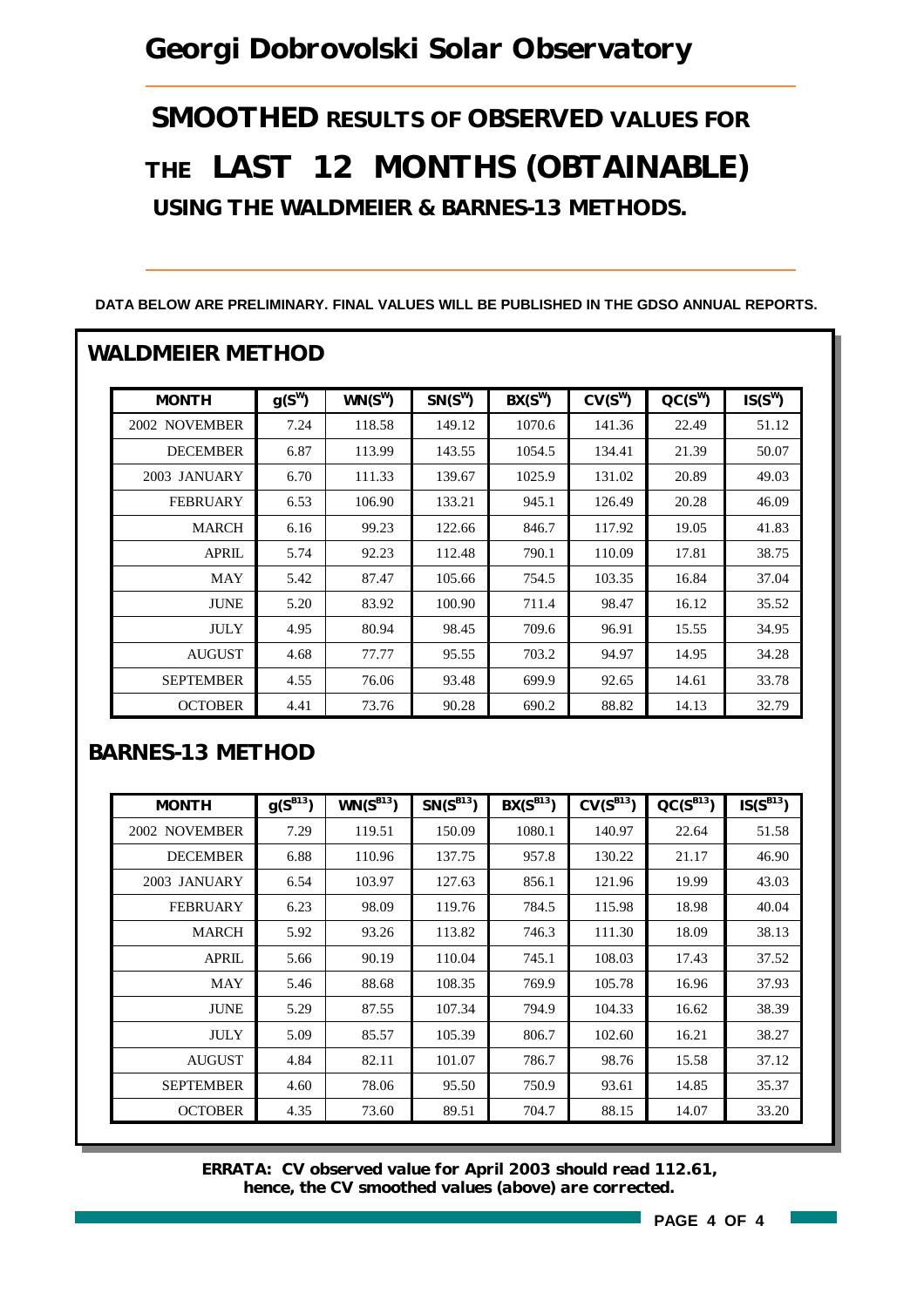# Georgi Dobrovolski Solar Observatory

## SMOOTHED RESULTS OF OBSERVED VALUES FOR THE LAST 12 MONTHS (OBTAINABLE) USING THE WALDMEIER & BARNES-13 METHODS.

**DATA BELOW ARE PRELIMINARY. FINAL VALUES WILL BE PUBLISHED IN THE GDSO ANNUAL REPORTS.**

### WALDMEIER METHOD

| MONTH | $g(S^W)$ | $WN(S^W)$ | $SN(S^W)$ | $BX(S^W)$ | $CV(S^W)$ | $QC(S^W)$ | $IS(S^W)$ |
|---|---|---|---|---|---|---|---|
| 2002 NOVEMBER | 7.24 | 118.58 | 149.12 | 1070.6 | 141.36 | 22.49 | 51.12 |
| DECEMBER | 6.87 | 113.99 | 143.55 | 1054.5 | 134.41 | 21.39 | 50.07 |
| 2003 JANUARY | 6.70 | 111.33 | 139.67 | 1025.9 | 131.02 | 20.89 | 49.03 |
| FEBRUARY | 6.53 | 106.90 | 133.21 | 945.1 | 126.49 | 20.28 | 46.09 |
| MARCH | 6.16 | 99.23 | 122.66 | 846.7 | 117.92 | 19.05 | 41.83 |
| APRIL | 5.74 | 92.23 | 112.48 | 790.1 | 110.09 | 17.81 | 38.75 |
| MAY | 5.42 | 87.47 | 105.66 | 754.5 | 103.35 | 16.84 | 37.04 |
| JUNE | 5.20 | 83.92 | 100.90 | 711.4 | 98.47 | 16.12 | 35.52 |
| JULY | 4.95 | 80.94 | 98.45 | 709.6 | 96.91 | 15.55 | 34.95 |
| AUGUST | 4.68 | 77.77 | 95.55 | 703.2 | 94.97 | 14.95 | 34.28 |
| SEPTEMBER | 4.55 | 76.06 | 93.48 | 699.9 | 92.65 | 14.61 | 33.78 |
| OCTOBER | 4.41 | 73.76 | 90.28 | 690.2 | 88.82 | 14.13 | 32.79 |

### BARNES-13 METHOD

| MONTH | $g(S^{B13})$ | $WN(S^{B13})$ | $SN(S^{B13})$ | $BX(S^{B13})$ | $CV(S^{B13})$ | $QC(S^{B13})$ | $IS(S^{B13})$ |
|---|---|---|---|---|---|---|---|
| 2002 NOVEMBER | 7.29 | 119.51 | 150.09 | 1080.1 | 140.97 | 22.64 | 51.58 |
| DECEMBER | 6.88 | 110.96 | 137.75 | 957.8 | 130.22 | 21.17 | 46.90 |
| 2003 JANUARY | 6.54 | 103.97 | 127.63 | 856.1 | 121.96 | 19.99 | 43.03 |
| FEBRUARY | 6.23 | 98.09 | 119.76 | 784.5 | 115.98 | 18.98 | 40.04 |
| MARCH | 5.92 | 93.26 | 113.82 | 746.3 | 111.30 | 18.09 | 38.13 |
| APRIL | 5.66 | 90.19 | 110.04 | 745.1 | 108.03 | 17.43 | 37.52 |
| MAY | 5.46 | 88.68 | 108.35 | 769.9 | 105.78 | 16.96 | 37.93 |
| JUNE | 5.29 | 87.55 | 107.34 | 794.9 | 104.33 | 16.62 | 38.39 |
| JULY | 5.09 | 85.57 | 105.39 | 806.7 | 102.60 | 16.21 | 38.27 |
| AUGUST | 4.84 | 82.11 | 101.07 | 786.7 | 98.76 | 15.58 | 37.12 |
| SEPTEMBER | 4.60 | 78.06 | 95.50 | 750.9 | 93.61 | 14.85 | 35.37 |
| OCTOBER | 4.35 | 73.60 | 89.51 | 704.7 | 88.15 | 14.07 | 33.20 |

**ERRATA: CV observed value for April 2003 should read 112.61, hence, the CV smoothed values (above) are corrected.**